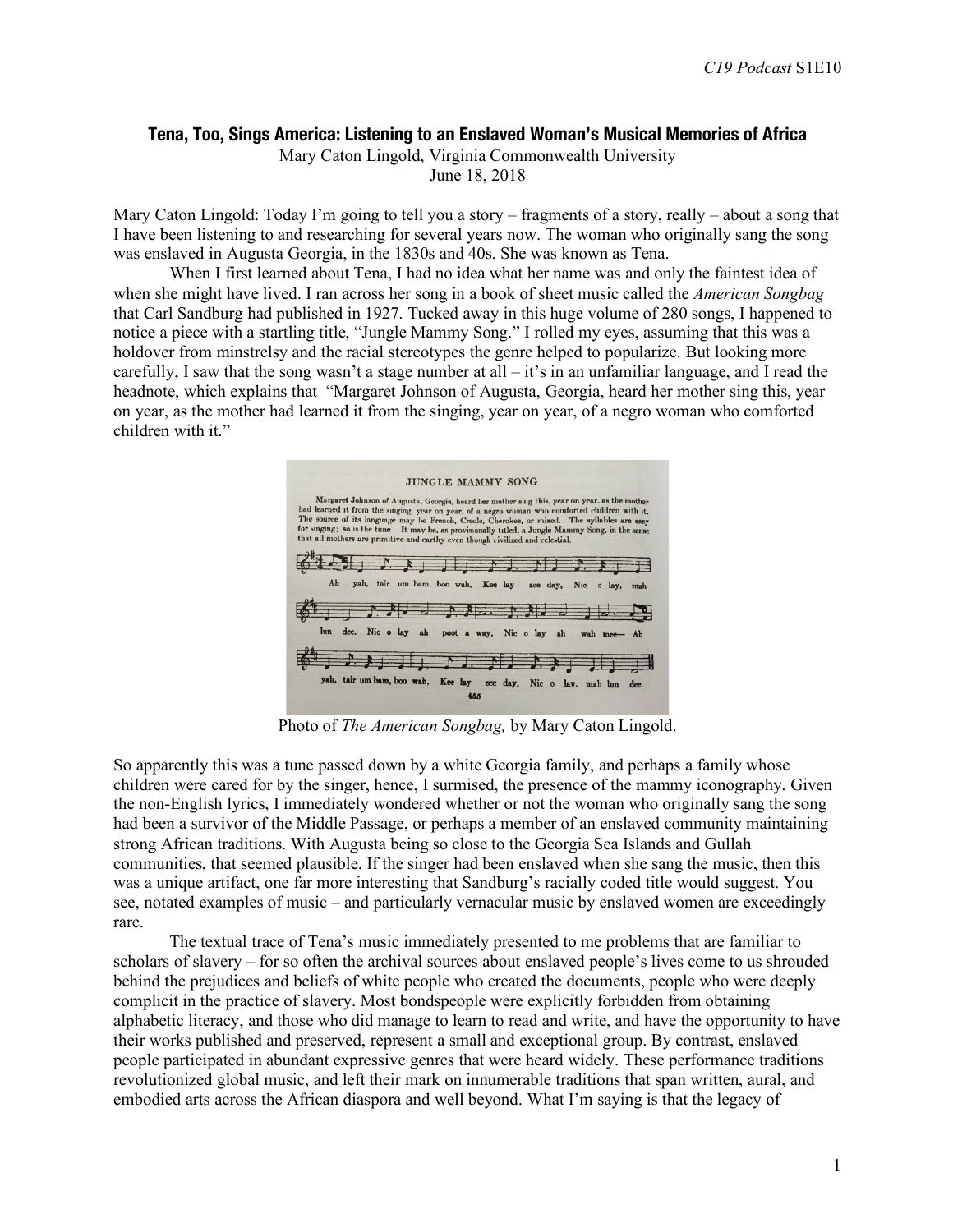# Tena, Too, Sings America: Listening to an Enslaved Woman's Musical Memories of Africa

Mary Caton Lingold, Virginia Commonwealth University
June 18, 2018

Mary Caton Lingold: Today I'm going to tell you a story – fragments of a story, really – about a song that I have been listening to and researching for several years now. The woman who originally sang the song was enslaved in Augusta Georgia, in the 1830s and 40s. She was known as Tena.

When I first learned about Tena, I had no idea what her name was and only the faintest idea of when she might have lived. I ran across her song in a book of sheet music called the *American Songbag* that Carl Sandburg had published in 1927. Tucked away in this huge volume of 280 songs, I happened to notice a piece with a startling title, "Jungle Mammy Song." I rolled my eyes, assuming that this was a holdover from minstrelsy and the racial stereotypes the genre helped to popularize. But looking more carefully, I saw that the song wasn't a stage number at all – it's in an unfamiliar language, and I read the headnote, which explains that "Margaret Johnson of Augusta, Georgia, heard her mother sing this, year on year, as the mother had learned it from the singing, year on year, of a negro woman who comforted children with it."

Photo of *The American Songbag,* by Mary Caton Lingold.

So apparently this was a tune passed down by a white Georgia family, and perhaps a family whose children were cared for by the singer, hence, I surmised, the presence of the mammy iconography. Given the non-English lyrics, I immediately wondered whether or not the woman who originally sang the song had been a survivor of the Middle Passage, or perhaps a member of an enslaved community maintaining strong African traditions. With Augusta being so close to the Georgia Sea Islands and Gullah communities, that seemed plausible. If the singer had been enslaved when she sang the music, then this was a unique artifact, one far more interesting that Sandburg's racially coded title would suggest. You see, notated examples of music – and particularly vernacular music by enslaved women are exceedingly rare.

The textual trace of Tena's music immediately presented to me problems that are familiar to scholars of slavery – for so often the archival sources about enslaved people's lives come to us shrouded behind the prejudices and beliefs of white people who created the documents, people who were deeply complicit in the practice of slavery. Most bondspeople were explicitly forbidden from obtaining alphabetic literacy, and those who did manage to learn to read and write, and have the opportunity to have their works published and preserved, represent a small and exceptional group. By contrast, enslaved people participated in abundant expressive genres that were heard widely. These performance traditions revolutionized global music, and left their mark on innumerable traditions that span written, aural, and embodied arts across the African diaspora and well beyond. What I'm saying is that the legacy of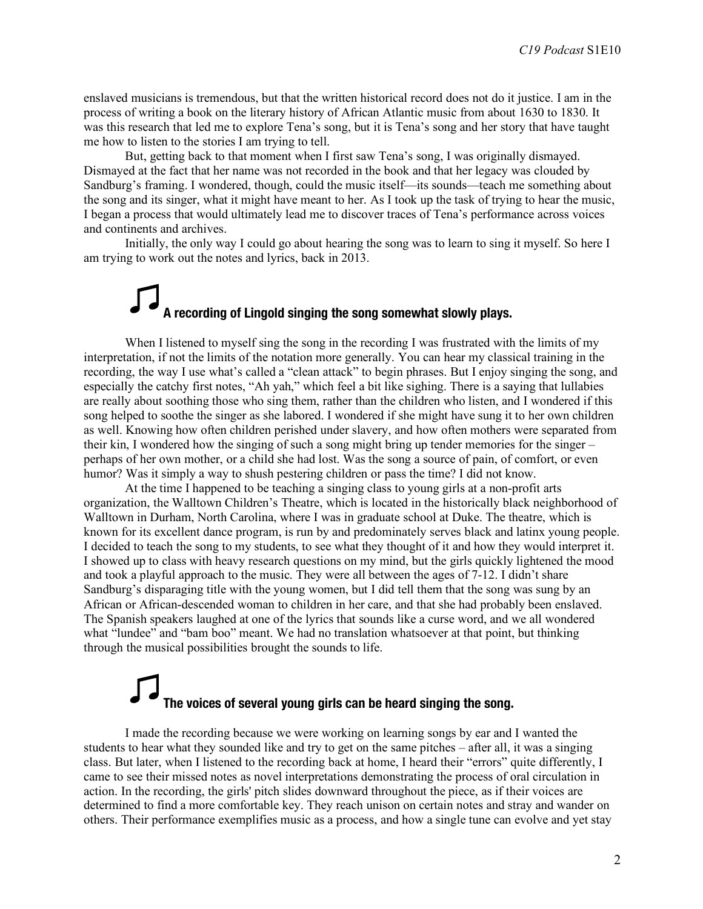enslaved musicians is tremendous, but that the written historical record does not do it justice. I am in the process of writing a book on the literary history of African Atlantic music from about 1630 to 1830. It was this research that led me to explore Tena's song, but it is Tena's song and her story that have taught me how to listen to the stories I am trying to tell.

But, getting back to that moment when I first saw Tena's song, I was originally dismayed. Dismayed at the fact that her name was not recorded in the book and that her legacy was clouded by Sandburg's framing. I wondered, though, could the music itself—its sounds—teach me something about the song and its singer, what it might have meant to her. As I took up the task of trying to hear the music, I began a process that would ultimately lead me to discover traces of Tena's performance across voices and continents and archives.

Initially, the only way I could go about hearing the song was to learn to sing it myself. So here I am trying to work out the notes and lyrics, back in 2013.

♫ **A recording of Lingold singing the song somewhat slowly plays.**

When I listened to myself sing the song in the recording I was frustrated with the limits of my interpretation, if not the limits of the notation more generally. You can hear my classical training in the recording, the way I use what's called a "clean attack" to begin phrases. But I enjoy singing the song, and especially the catchy first notes, "Ah yah," which feel a bit like sighing. There is a saying that lullabies are really about soothing those who sing them, rather than the children who listen, and I wondered if this song helped to soothe the singer as she labored. I wondered if she might have sung it to her own children as well. Knowing how often children perished under slavery, and how often mothers were separated from their kin, I wondered how the singing of such a song might bring up tender memories for the singer – perhaps of her own mother, or a child she had lost. Was the song a source of pain, of comfort, or even humor? Was it simply a way to shush pestering children or pass the time? I did not know.

At the time I happened to be teaching a singing class to young girls at a non-profit arts organization, the Walltown Children's Theatre, which is located in the historically black neighborhood of Walltown in Durham, North Carolina, where I was in graduate school at Duke. The theatre, which is known for its excellent dance program, is run by and predominately serves black and latinx young people. I decided to teach the song to my students, to see what they thought of it and how they would interpret it. I showed up to class with heavy research questions on my mind, but the girls quickly lightened the mood and took a playful approach to the music. They were all between the ages of 7-12. I didn't share Sandburg's disparaging title with the young women, but I did tell them that the song was sung by an African or African-descended woman to children in her care, and that she had probably been enslaved. The Spanish speakers laughed at one of the lyrics that sounds like a curse word, and we all wondered what "lundee" and "bam boo" meant. We had no translation whatsoever at that point, but thinking through the musical possibilities brought the sounds to life.

♫ **The voices of several young girls can be heard singing the song.**

I made the recording because we were working on learning songs by ear and I wanted the students to hear what they sounded like and try to get on the same pitches – after all, it was a singing class. But later, when I listened to the recording back at home, I heard their "errors" quite differently, I came to see their missed notes as novel interpretations demonstrating the process of oral circulation in action. In the recording, the girls' pitch slides downward throughout the piece, as if their voices are determined to find a more comfortable key. They reach unison on certain notes and stray and wander on others. Their performance exemplifies music as a process, and how a single tune can evolve and yet stay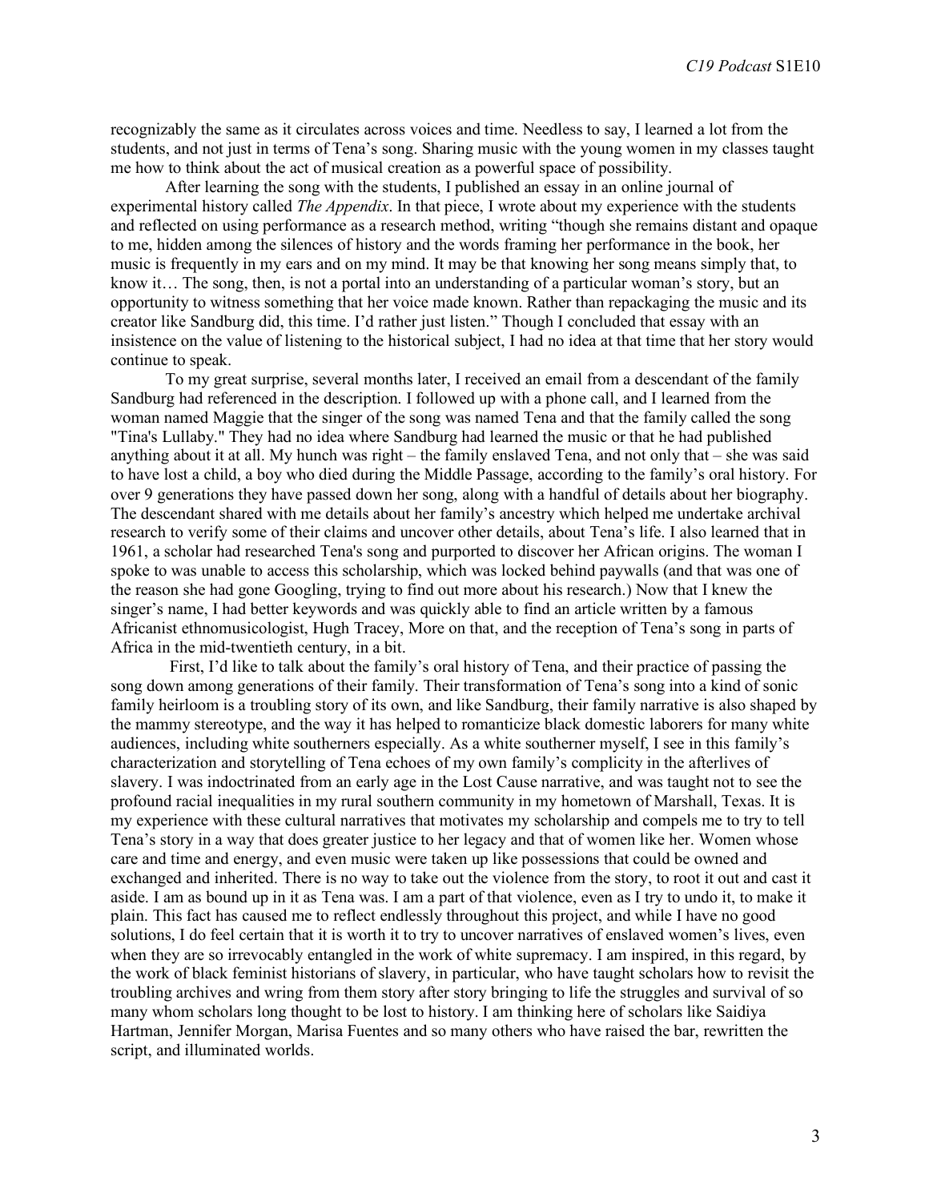recognizably the same as it circulates across voices and time. Needless to say, I learned a lot from the students, and not just in terms of Tena's song. Sharing music with the young women in my classes taught me how to think about the act of musical creation as a powerful space of possibility.

After learning the song with the students, I published an essay in an online journal of experimental history called *The Appendix*. In that piece, I wrote about my experience with the students and reflected on using performance as a research method, writing "though she remains distant and opaque to me, hidden among the silences of history and the words framing her performance in the book, her music is frequently in my ears and on my mind. It may be that knowing her song means simply that, to know it… The song, then, is not a portal into an understanding of a particular woman's story, but an opportunity to witness something that her voice made known. Rather than repackaging the music and its creator like Sandburg did, this time. I'd rather just listen." Though I concluded that essay with an insistence on the value of listening to the historical subject, I had no idea at that time that her story would continue to speak.

To my great surprise, several months later, I received an email from a descendant of the family Sandburg had referenced in the description. I followed up with a phone call, and I learned from the woman named Maggie that the singer of the song was named Tena and that the family called the song "Tina's Lullaby." They had no idea where Sandburg had learned the music or that he had published anything about it at all. My hunch was right – the family enslaved Tena, and not only that – she was said to have lost a child, a boy who died during the Middle Passage, according to the family's oral history. For over 9 generations they have passed down her song, along with a handful of details about her biography. The descendant shared with me details about her family's ancestry which helped me undertake archival research to verify some of their claims and uncover other details, about Tena's life. I also learned that in 1961, a scholar had researched Tena's song and purported to discover her African origins. The woman I spoke to was unable to access this scholarship, which was locked behind paywalls (and that was one of the reason she had gone Googling, trying to find out more about his research.) Now that I knew the singer's name, I had better keywords and was quickly able to find an article written by a famous Africanist ethnomusicologist, Hugh Tracey, More on that, and the reception of Tena's song in parts of Africa in the mid-twentieth century, in a bit.

First, I'd like to talk about the family's oral history of Tena, and their practice of passing the song down among generations of their family. Their transformation of Tena's song into a kind of sonic family heirloom is a troubling story of its own, and like Sandburg, their family narrative is also shaped by the mammy stereotype, and the way it has helped to romanticize black domestic laborers for many white audiences, including white southerners especially. As a white southerner myself, I see in this family's characterization and storytelling of Tena echoes of my own family's complicity in the afterlives of slavery. I was indoctrinated from an early age in the Lost Cause narrative, and was taught not to see the profound racial inequalities in my rural southern community in my hometown of Marshall, Texas. It is my experience with these cultural narratives that motivates my scholarship and compels me to try to tell Tena's story in a way that does greater justice to her legacy and that of women like her. Women whose care and time and energy, and even music were taken up like possessions that could be owned and exchanged and inherited. There is no way to take out the violence from the story, to root it out and cast it aside. I am as bound up in it as Tena was. I am a part of that violence, even as I try to undo it, to make it plain. This fact has caused me to reflect endlessly throughout this project, and while I have no good solutions, I do feel certain that it is worth it to try to uncover narratives of enslaved women's lives, even when they are so irrevocably entangled in the work of white supremacy. I am inspired, in this regard, by the work of black feminist historians of slavery, in particular, who have taught scholars how to revisit the troubling archives and wring from them story after story bringing to life the struggles and survival of so many whom scholars long thought to be lost to history. I am thinking here of scholars like Saidiya Hartman, Jennifer Morgan, Marisa Fuentes and so many others who have raised the bar, rewritten the script, and illuminated worlds.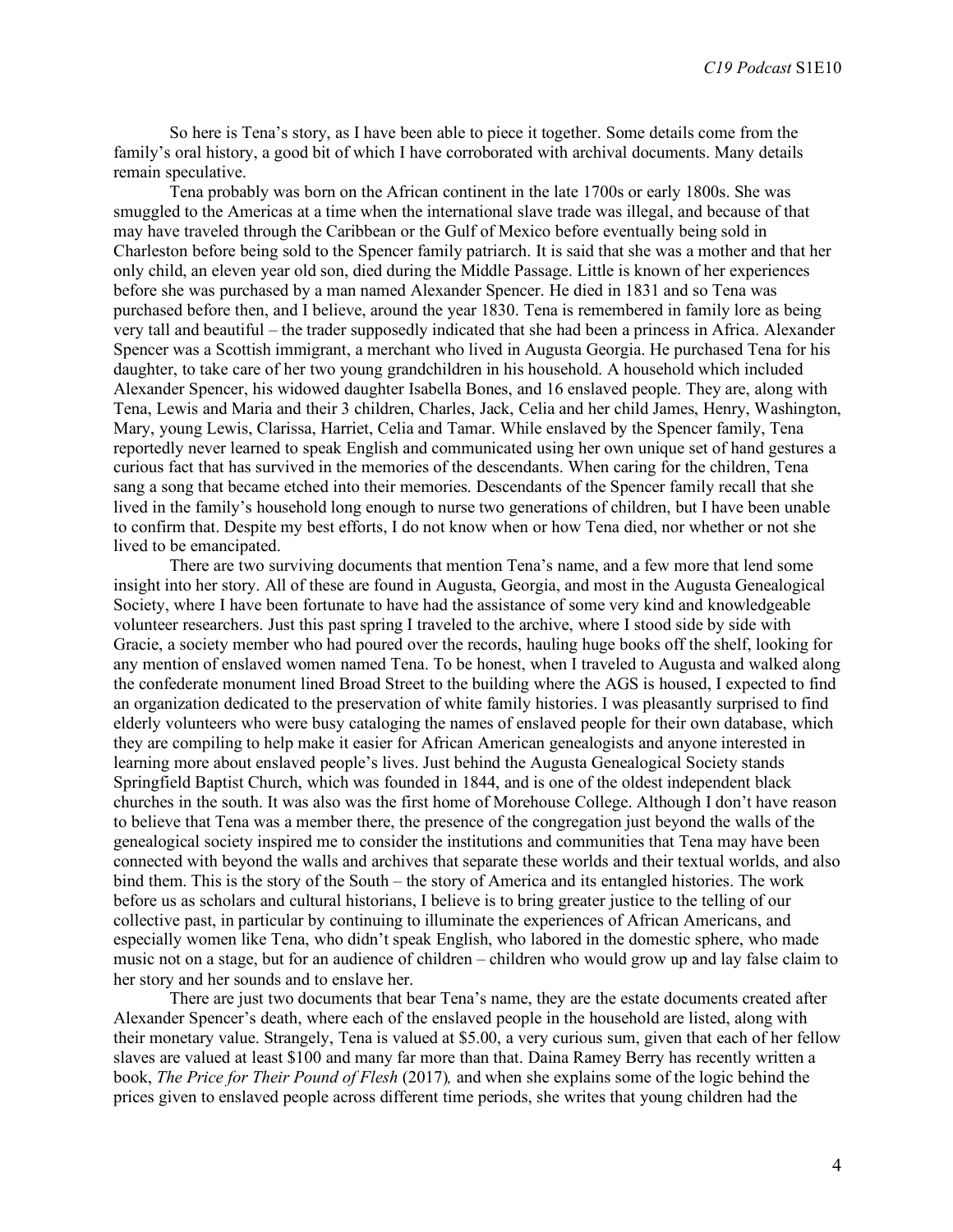So here is Tena's story, as I have been able to piece it together. Some details come from the family's oral history, a good bit of which I have corroborated with archival documents. Many details remain speculative.

Tena probably was born on the African continent in the late 1700s or early 1800s. She was smuggled to the Americas at a time when the international slave trade was illegal, and because of that may have traveled through the Caribbean or the Gulf of Mexico before eventually being sold in Charleston before being sold to the Spencer family patriarch. It is said that she was a mother and that her only child, an eleven year old son, died during the Middle Passage. Little is known of her experiences before she was purchased by a man named Alexander Spencer. He died in 1831 and so Tena was purchased before then, and I believe, around the year 1830. Tena is remembered in family lore as being very tall and beautiful – the trader supposedly indicated that she had been a princess in Africa. Alexander Spencer was a Scottish immigrant, a merchant who lived in Augusta Georgia. He purchased Tena for his daughter, to take care of her two young grandchildren in his household. A household which included Alexander Spencer, his widowed daughter Isabella Bones, and 16 enslaved people. They are, along with Tena, Lewis and Maria and their 3 children, Charles, Jack, Celia and her child James, Henry, Washington, Mary, young Lewis, Clarissa, Harriet, Celia and Tamar. While enslaved by the Spencer family, Tena reportedly never learned to speak English and communicated using her own unique set of hand gestures a curious fact that has survived in the memories of the descendants. When caring for the children, Tena sang a song that became etched into their memories. Descendants of the Spencer family recall that she lived in the family's household long enough to nurse two generations of children, but I have been unable to confirm that. Despite my best efforts, I do not know when or how Tena died, nor whether or not she lived to be emancipated.

There are two surviving documents that mention Tena's name, and a few more that lend some insight into her story. All of these are found in Augusta, Georgia, and most in the Augusta Genealogical Society, where I have been fortunate to have had the assistance of some very kind and knowledgeable volunteer researchers. Just this past spring I traveled to the archive, where I stood side by side with Gracie, a society member who had poured over the records, hauling huge books off the shelf, looking for any mention of enslaved women named Tena. To be honest, when I traveled to Augusta and walked along the confederate monument lined Broad Street to the building where the AGS is housed, I expected to find an organization dedicated to the preservation of white family histories. I was pleasantly surprised to find elderly volunteers who were busy cataloging the names of enslaved people for their own database, which they are compiling to help make it easier for African American genealogists and anyone interested in learning more about enslaved people's lives. Just behind the Augusta Genealogical Society stands Springfield Baptist Church, which was founded in 1844, and is one of the oldest independent black churches in the south. It was also was the first home of Morehouse College. Although I don't have reason to believe that Tena was a member there, the presence of the congregation just beyond the walls of the genealogical society inspired me to consider the institutions and communities that Tena may have been connected with beyond the walls and archives that separate these worlds and their textual worlds, and also bind them. This is the story of the South – the story of America and its entangled histories. The work before us as scholars and cultural historians, I believe is to bring greater justice to the telling of our collective past, in particular by continuing to illuminate the experiences of African Americans, and especially women like Tena, who didn't speak English, who labored in the domestic sphere, who made music not on a stage, but for an audience of children – children who would grow up and lay false claim to her story and her sounds and to enslave her.

There are just two documents that bear Tena's name, they are the estate documents created after Alexander Spencer's death, where each of the enslaved people in the household are listed, along with their monetary value. Strangely, Tena is valued at $5.00, a very curious sum, given that each of her fellow slaves are valued at least $100 and many far more than that. Daina Ramey Berry has recently written a book, *The Price for Their Pound of Flesh* (2017)*,* and when she explains some of the logic behind the prices given to enslaved people across different time periods, she writes that young children had the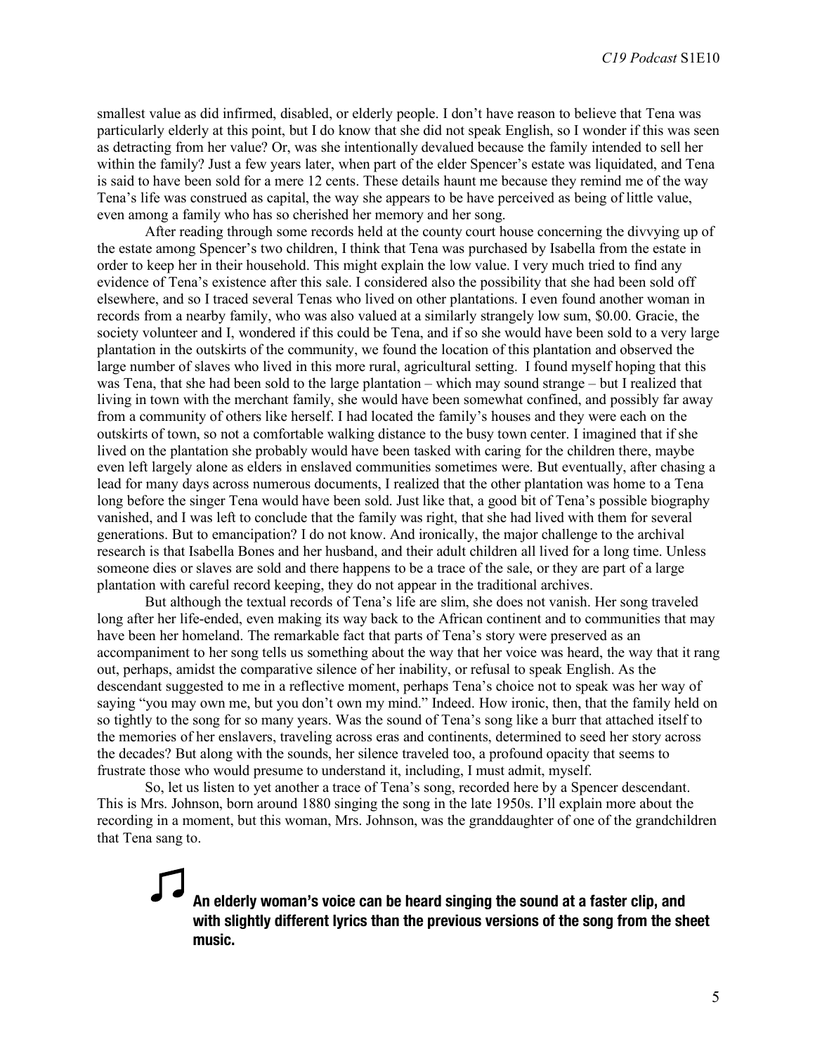smallest value as did infirmed, disabled, or elderly people. I don't have reason to believe that Tena was particularly elderly at this point, but I do know that she did not speak English, so I wonder if this was seen as detracting from her value? Or, was she intentionally devalued because the family intended to sell her within the family? Just a few years later, when part of the elder Spencer's estate was liquidated, and Tena is said to have been sold for a mere 12 cents. These details haunt me because they remind me of the way Tena's life was construed as capital, the way she appears to be have perceived as being of little value, even among a family who has so cherished her memory and her song.

After reading through some records held at the county court house concerning the divvying up of the estate among Spencer's two children, I think that Tena was purchased by Isabella from the estate in order to keep her in their household. This might explain the low value. I very much tried to find any evidence of Tena's existence after this sale. I considered also the possibility that she had been sold off elsewhere, and so I traced several Tenas who lived on other plantations. I even found another woman in records from a nearby family, who was also valued at a similarly strangely low sum, $0.00. Gracie, the society volunteer and I, wondered if this could be Tena, and if so she would have been sold to a very large plantation in the outskirts of the community, we found the location of this plantation and observed the large number of slaves who lived in this more rural, agricultural setting. I found myself hoping that this was Tena, that she had been sold to the large plantation – which may sound strange – but I realized that living in town with the merchant family, she would have been somewhat confined, and possibly far away from a community of others like herself. I had located the family's houses and they were each on the outskirts of town, so not a comfortable walking distance to the busy town center. I imagined that if she lived on the plantation she probably would have been tasked with caring for the children there, maybe even left largely alone as elders in enslaved communities sometimes were. But eventually, after chasing a lead for many days across numerous documents, I realized that the other plantation was home to a Tena long before the singer Tena would have been sold. Just like that, a good bit of Tena's possible biography vanished, and I was left to conclude that the family was right, that she had lived with them for several generations. But to emancipation? I do not know. And ironically, the major challenge to the archival research is that Isabella Bones and her husband, and their adult children all lived for a long time. Unless someone dies or slaves are sold and there happens to be a trace of the sale, or they are part of a large plantation with careful record keeping, they do not appear in the traditional archives.

But although the textual records of Tena's life are slim, she does not vanish. Her song traveled long after her life-ended, even making its way back to the African continent and to communities that may have been her homeland. The remarkable fact that parts of Tena's story were preserved as an accompaniment to her song tells us something about the way that her voice was heard, the way that it rang out, perhaps, amidst the comparative silence of her inability, or refusal to speak English. As the descendant suggested to me in a reflective moment, perhaps Tena's choice not to speak was her way of saying "you may own me, but you don't own my mind." Indeed. How ironic, then, that the family held on so tightly to the song for so many years. Was the sound of Tena's song like a burr that attached itself to the memories of her enslavers, traveling across eras and continents, determined to seed her story across the decades? But along with the sounds, her silence traveled too, a profound opacity that seems to frustrate those who would presume to understand it, including, I must admit, myself.

So, let us listen to yet another a trace of Tena's song, recorded here by a Spencer descendant. This is Mrs. Johnson, born around 1880 singing the song in the late 1950s. I'll explain more about the recording in a moment, but this woman, Mrs. Johnson, was the granddaughter of one of the grandchildren that Tena sang to.

♫ **An elderly woman's voice can be heard singing the sound at a faster clip, and with slightly different lyrics than the previous versions of the song from the sheet music.**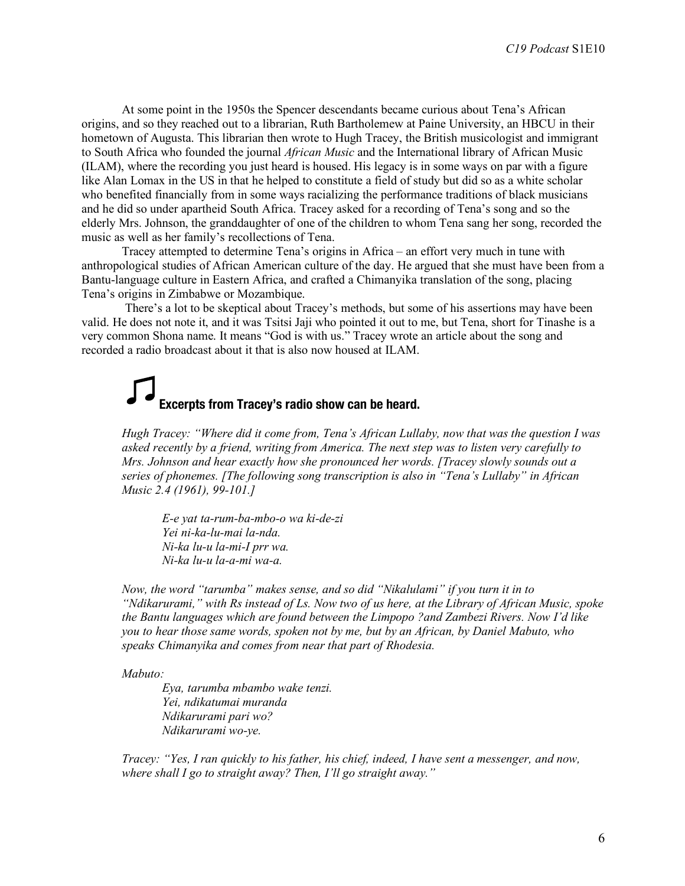At some point in the 1950s the Spencer descendants became curious about Tena's African origins, and so they reached out to a librarian, Ruth Bartholemew at Paine University, an HBCU in their hometown of Augusta. This librarian then wrote to Hugh Tracey, the British musicologist and immigrant to South Africa who founded the journal *African Music* and the International library of African Music (ILAM), where the recording you just heard is housed. His legacy is in some ways on par with a figure like Alan Lomax in the US in that he helped to constitute a field of study but did so as a white scholar who benefited financially from in some ways racializing the performance traditions of black musicians and he did so under apartheid South Africa. Tracey asked for a recording of Tena's song and so the elderly Mrs. Johnson, the granddaughter of one of the children to whom Tena sang her song, recorded the music as well as her family's recollections of Tena.

Tracey attempted to determine Tena's origins in Africa – an effort very much in tune with anthropological studies of African American culture of the day. He argued that she must have been from a Bantu-language culture in Eastern Africa, and crafted a Chimanyika translation of the song, placing Tena's origins in Zimbabwe or Mozambique.

There's a lot to be skeptical about Tracey's methods, but some of his assertions may have been valid. He does not note it, and it was Tsitsi Jaji who pointed it out to me, but Tena, short for Tinashe is a very common Shona name. It means "God is with us." Tracey wrote an article about the song and recorded a radio broadcast about it that is also now housed at ILAM.

### ♫ Excerpts from Tracey's radio show can be heard.

*Hugh Tracey: "Where did it come from, Tena's African Lullaby, now that was the question I was asked recently by a friend, writing from America. The next step was to listen very carefully to Mrs. Johnson and hear exactly how she pronounced her words. [Tracey slowly sounds out a series of phonemes. [The following song transcription is also in "Tena's Lullaby" in African Music 2.4 (1961), 99-101.]*

> *E-e yat ta-rum-ba-mbo-o wa ki-de-zi*
> *Yei ni-ka-lu-mai la-nda.*
> *Ni-ka lu-u la-mi-I prr wa.*
> *Ni-ka lu-u la-a-mi wa-a.*

*Now, the word "tarumba" makes sense, and so did "Nikalulami" if you turn it in to "Ndikarurami," with Rs instead of Ls. Now two of us here, at the Library of African Music, spoke the Bantu languages which are found between the Limpopo ?and Zambezi Rivers. Now I'd like you to hear those same words, spoken not by me, but by an African, by Daniel Mabuto, who speaks Chimanyika and comes from near that part of Rhodesia.*

*Mabuto:*

> *Eya, tarumba mbambo wake tenzi.*
> *Yei, ndikatumai muranda*
> *Ndikarurami pari wo?*
> *Ndikarurami wo-ye.*

*Tracey: "Yes, I ran quickly to his father, his chief, indeed, I have sent a messenger, and now, where shall I go to straight away? Then, I'll go straight away."*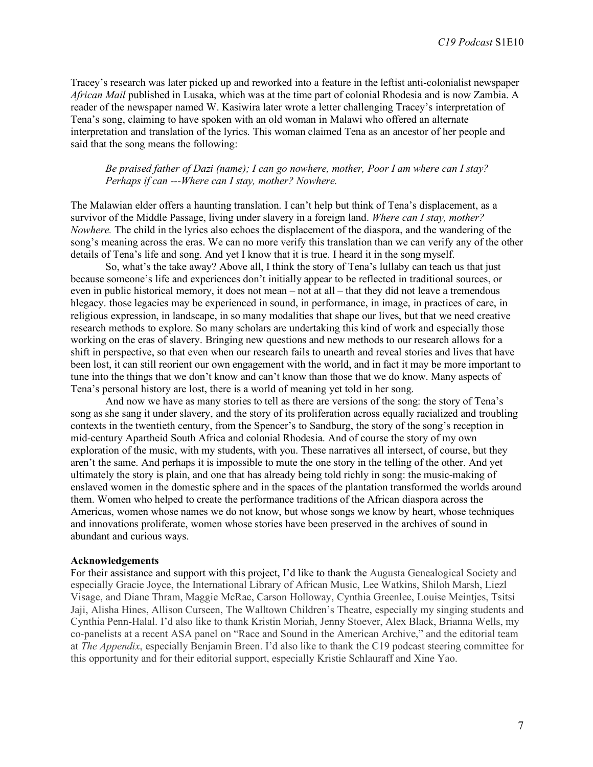Tracey's research was later picked up and reworked into a feature in the leftist anti-colonialist newspaper *African Mail* published in Lusaka, which was at the time part of colonial Rhodesia and is now Zambia. A reader of the newspaper named W. Kasiwira later wrote a letter challenging Tracey's interpretation of Tena's song, claiming to have spoken with an old woman in Malawi who offered an alternate interpretation and translation of the lyrics. This woman claimed Tena as an ancestor of her people and said that the song means the following:

> *Be praised father of Dazi (name); I can go nowhere, mother, Poor I am where can I stay? Perhaps if can ---Where can I stay, mother? Nowhere.*

The Malawian elder offers a haunting translation. I can't help but think of Tena's displacement, as a survivor of the Middle Passage, living under slavery in a foreign land. *Where can I stay, mother? Nowhere.* The child in the lyrics also echoes the displacement of the diaspora, and the wandering of the song's meaning across the eras. We can no more verify this translation than we can verify any of the other details of Tena's life and song. And yet I know that it is true. I heard it in the song myself.

So, what's the take away? Above all, I think the story of Tena's lullaby can teach us that just because someone's life and experiences don't initially appear to be reflected in traditional sources, or even in public historical memory, it does not mean – not at all – that they did not leave a tremendous hlegacy. those legacies may be experienced in sound, in performance, in image, in practices of care, in religious expression, in landscape, in so many modalities that shape our lives, but that we need creative research methods to explore. So many scholars are undertaking this kind of work and especially those working on the eras of slavery. Bringing new questions and new methods to our research allows for a shift in perspective, so that even when our research fails to unearth and reveal stories and lives that have been lost, it can still reorient our own engagement with the world, and in fact it may be more important to tune into the things that we don't know and can't know than those that we do know. Many aspects of Tena's personal history are lost, there is a world of meaning yet told in her song.

And now we have as many stories to tell as there are versions of the song: the story of Tena's song as she sang it under slavery, and the story of its proliferation across equally racialized and troubling contexts in the twentieth century, from the Spencer's to Sandburg, the story of the song's reception in mid-century Apartheid South Africa and colonial Rhodesia. And of course the story of my own exploration of the music, with my students, with you. These narratives all intersect, of course, but they aren't the same. And perhaps it is impossible to mute the one story in the telling of the other. And yet ultimately the story is plain, and one that has already being told richly in song: the music-making of enslaved women in the domestic sphere and in the spaces of the plantation transformed the worlds around them. Women who helped to create the performance traditions of the African diaspora across the Americas, women whose names we do not know, but whose songs we know by heart, whose techniques and innovations proliferate, women whose stories have been preserved in the archives of sound in abundant and curious ways.

**Acknowledgements**

For their assistance and support with this project, I'd like to thank the Augusta Genealogical Society and especially Gracie Joyce, the International Library of African Music, Lee Watkins, Shiloh Marsh, Liezl Visage, and Diane Thram, Maggie McRae, Carson Holloway, Cynthia Greenlee, Louise Meintjes, Tsitsi Jaji, Alisha Hines, Allison Curseen, The Walltown Children's Theatre, especially my singing students and Cynthia Penn-Halal. I'd also like to thank Kristin Moriah, Jenny Stoever, Alex Black, Brianna Wells, my co-panelists at a recent ASA panel on "Race and Sound in the American Archive," and the editorial team at *The Appendix*, especially Benjamin Breen. I'd also like to thank the C19 podcast steering committee for this opportunity and for their editorial support, especially Kristie Schlauraff and Xine Yao.